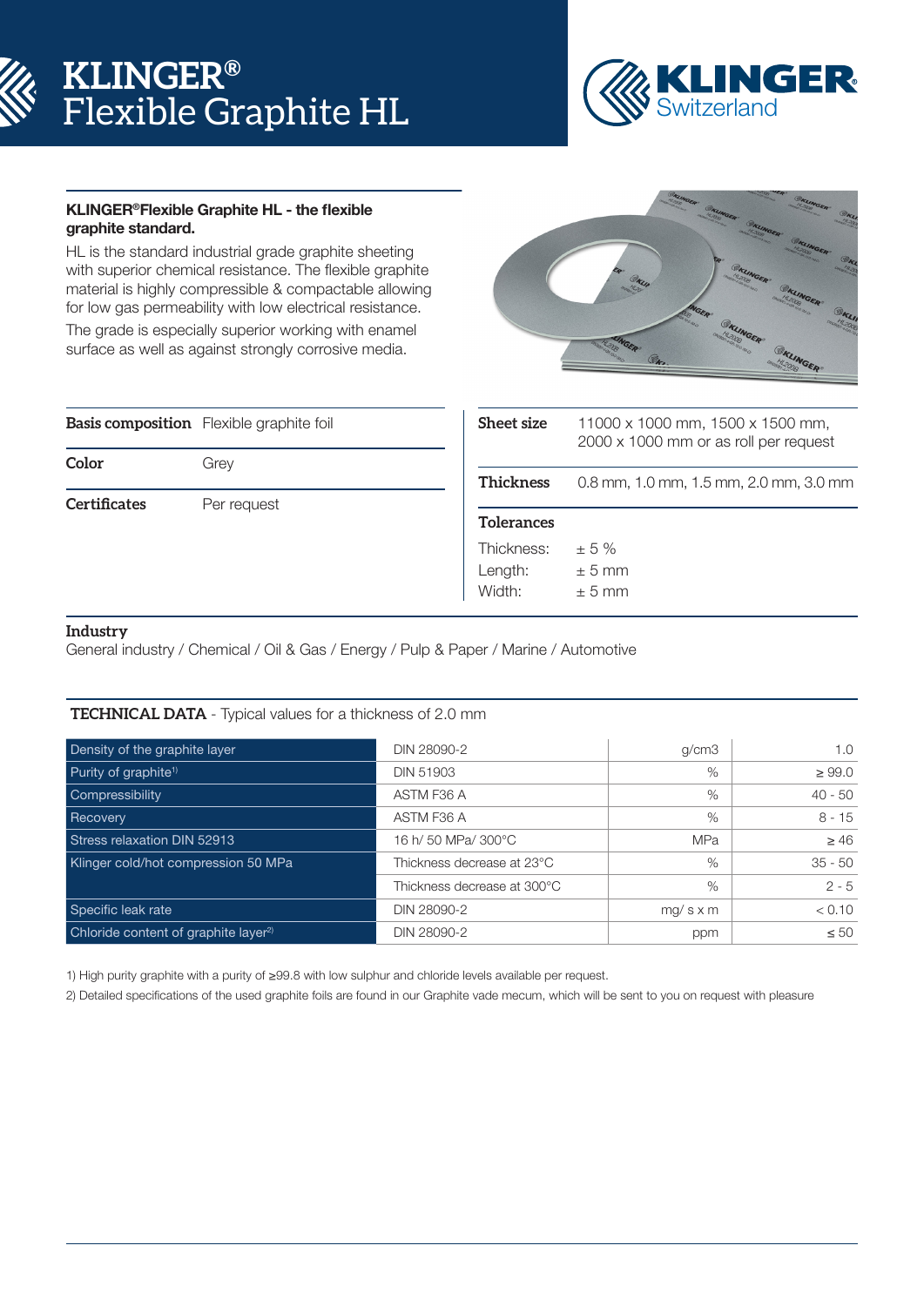# KLINGER® Flexible Graphite HL

KLINGER Switzerland

**KLINGER®Flexible Graphite HL - the flexible graphite standard.**

HL is the standard industrial grade graphite sheeting with superior chemical resistance. The flexible graphite material is highly compressible & compactable allowing for low gas permeability with low electrical resistance.

The grade is especially superior working with enamel surface as well as against strongly corrosive media.

| | |
|---|---|
| **Basis composition** | Flexible graphite foil |
| **Color** | Grey |
| **Certificates** | Per request |

| | |
|---|---|
| **Sheet size** | 11000 x 1000 mm, 1500 x 1500 mm, 2000 x 1000 mm or as roll per request |
| **Thickness** | 0.8 mm, 1.0 mm, 1.5 mm, 2.0 mm, 3.0 mm |

**Tolerances**

| | |
|---|---|
| Thickness: | ± 5 % |
| Length: | ± 5 mm |
| Width: | ± 5 mm |

**Industry**

General industry / Chemical / Oil & Gas / Energy / Pulp & Paper / Marine / Automotive

**TECHNICAL DATA** - Typical values for a thickness of 2.0 mm

| Property | Test method / condition | Unit | Value |
|---|---|---|---|
| Density of the graphite layer | DIN 28090-2 | g/cm3 | 1.0 |
| Purity of graphite[1] | DIN 51903 | % | ≥ 99.0 |
| Compressibility | ASTM F36 A | % | 40 - 50 |
| Recovery | ASTM F36 A | % | 8 - 15 |
| Stress relaxation DIN 52913 | 16 h/ 50 MPa/ 300°C | MPa | ≥ 46 |
| Klinger cold/hot compression 50 MPa | Thickness decrease at 23°C | % | 35 - 50 |
| | Thickness decrease at 300°C | % | 2 - 5 |
| Specific leak rate | DIN 28090-2 | mg/ s x m | < 0.10 |
| Chloride content of graphite layer[2] | DIN 28090-2 | ppm | ≤ 50 |

1) High purity graphite with a purity of ≥99.8 with low sulphur and chloride levels available per request.

2) Detailed specifications of the used graphite foils are found in our Graphite vade mecum, which will be sent to you on request with pleasure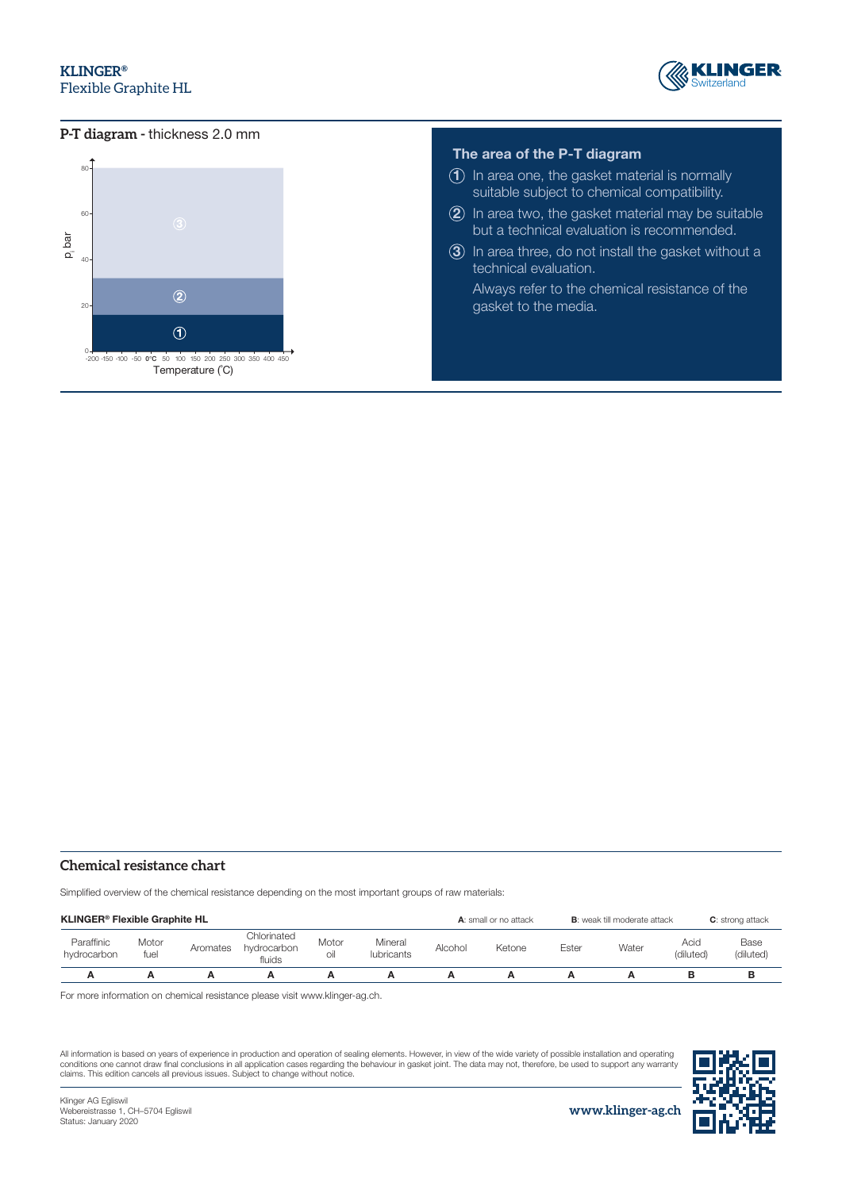**KLINGER®**
Flexible Graphite HL

## P-T diagram - thickness 2.0 mm

p, bar

80
60
40
20
0

③
②
①

-200 -150 -100 -50 0°C 50 100 150 200 250 300 350 400 450

Temperature (°C)

### The area of the P-T diagram

① In area one, the gasket material is normally suitable subject to chemical compatibility.

② In area two, the gasket material may be suitable but a technical evaluation is recommended.

③ In area three, do not install the gasket without a technical evaluation.

Always refer to the chemical resistance of the gasket to the media.

## Chemical resistance chart

Simplified overview of the chemical resistance depending on the most important groups of raw materials:

**KLINGER® Flexible Graphite HL** — **A**: small or no attack — **B**: weak till moderate attack — **C**: strong attack

| Paraffinic hydrocarbon | Motor fuel | Aromates | Chlorinated hydrocarbon fluids | Motor oil | Mineral lubricants | Alcohol | Ketone | Ester | Water | Acid (diluted) | Base (diluted) |
|---|---|---|---|---|---|---|---|---|---|---|---|
| **A** | **A** | **A** | **A** | **A** | **A** | **A** | **A** | **A** | **A** | **B** | **B** |

For more information on chemical resistance please visit www.klinger-ag.ch.

All information is based on years of experience in production and operation of sealing elements. However, in view of the wide variety of possible installation and operating conditions one cannot draw final conclusions in all application cases regarding the behaviour in gasket joint. The data may not, therefore, be used to support any warranty claims. This edition cancels all previous issues. Subject to change without notice.

Klinger AG Egliswil
Webereistrasse 1, CH–5704 Egliswil
Status: January 2020

**www.klinger-ag.ch**